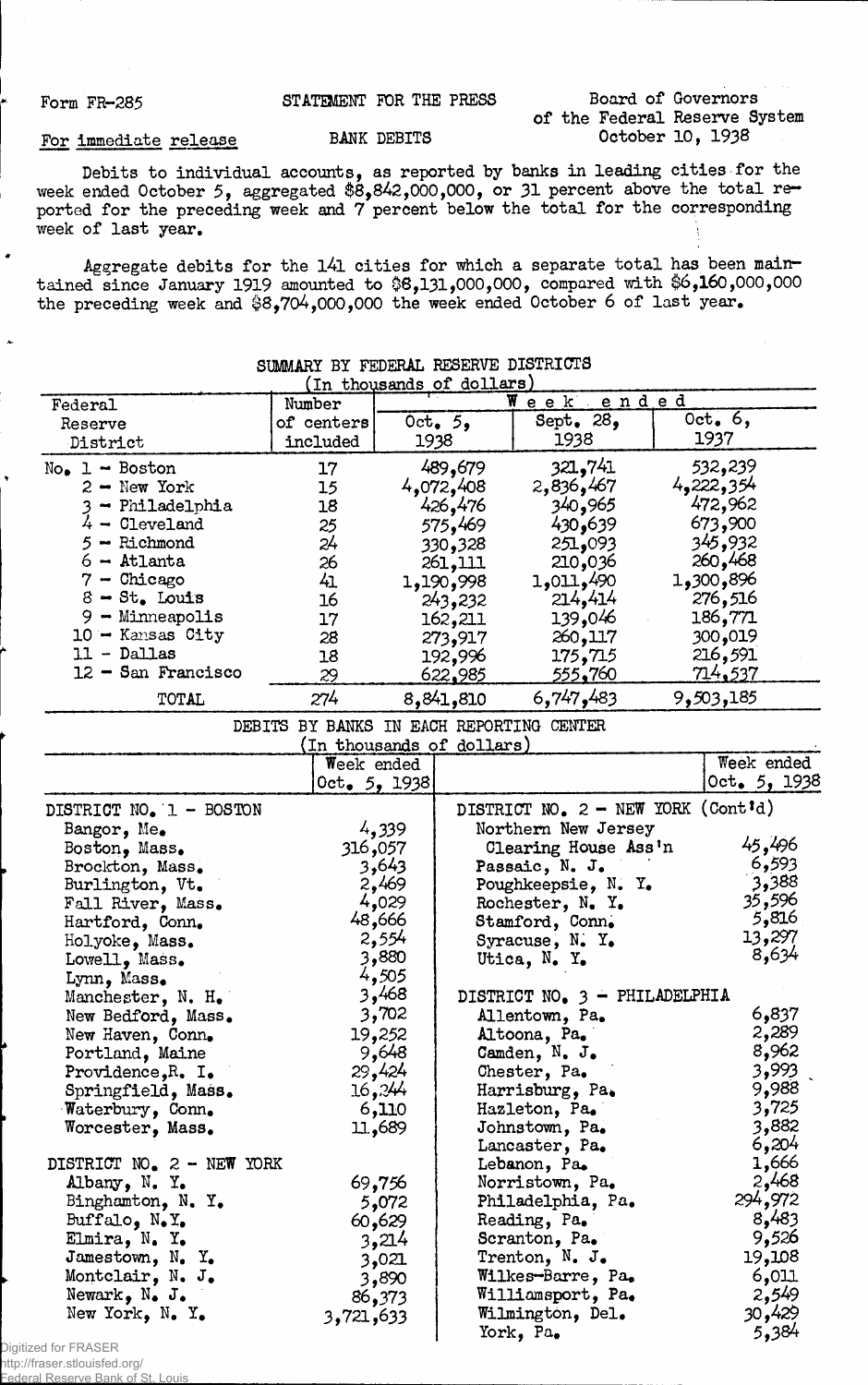Form FR-285 | STATEMENT FOR THE PRESS | Board of Governors of the Federal Reserve System

For immediate release | BANK DEBITS | October 10, 1938

Debits to individual accounts, as reported by banks in leading cities for the week ended October 5, aggregated $8,842,000,000, or 31 percent above the total reported for the preceding week and 7 percent below the total for the corresponding week of last year.

Aggregate debits for the 141 cities for which a separate total has been maintained since January 1919 amounted to $8,131,000,000, compared with $6,160,000,000 the preceding week and $8,704,000,000 the week ended October 6 of last year.

## SUMMARY BY FEDERAL RESERVE DISTRICTS

(In thousands of dollars)

| Federal Reserve District | Number of centers included | Week ended Oct. 5, 1938 | Sept. 28, 1938 | Oct. 6, 1937 |
|---|---|---|---|---|
| No. 1 - Boston | 17 | 489,679 | 321,741 | 532,239 |
| 2 - New York | 15 | 4,072,408 | 2,836,467 | 4,222,354 |
| 3 - Philadelphia | 18 | 426,476 | 340,965 | 472,962 |
| 4 - Cleveland | 25 | 575,469 | 430,639 | 673,900 |
| 5 - Richmond | 24 | 330,328 | 251,093 | 345,932 |
| 6 - Atlanta | 26 | 261,111 | 210,036 | 260,468 |
| 7 - Chicago | 41 | 1,190,998 | 1,011,490 | 1,300,896 |
| 8 - St. Louis | 16 | 243,232 | 214,414 | 276,516 |
| 9 - Minneapolis | 17 | 162,211 | 139,046 | 186,771 |
| 10 - Kansas City | 28 | 273,917 | 260,117 | 300,019 |
| 11 - Dallas | 18 | 192,996 | 175,715 | 216,591 |
| 12 - San Francisco | 29 | 622,985 | 555,760 | 714,537 |
| TOTAL | 274 | 8,841,810 | 6,747,483 | 9,503,185 |

## DEBITS BY BANKS IN EACH REPORTING CENTER

(In thousands of dollars)

| | Week ended Oct. 5, 1938 |
|---|---|
| **DISTRICT NO. 1 - BOSTON** | |
| Bangor, Me. | 4,339 |
| Boston, Mass. | 316,057 |
| Brockton, Mass. | 3,643 |
| Burlington, Vt. | 2,469 |
| Fall River, Mass. | 4,029 |
| Hartford, Conn. | 48,666 |
| Holyoke, Mass. | 2,554 |
| Lowell, Mass. | 3,880 |
| Lynn, Mass. | 4,505 |
| Manchester, N. H. | 3,468 |
| New Bedford, Mass. | 3,702 |
| New Haven, Conn. | 19,252 |
| Portland, Maine | 9,648 |
| Providence, R. I. | 29,424 |
| Springfield, Mass. | 16,244 |
| Waterbury, Conn. | 6,110 |
| Worcester, Mass. | 11,689 |
| **DISTRICT NO. 2 - NEW YORK** | |
| Albany, N. Y. | 69,756 |
| Binghamton, N. Y. | 5,072 |
| Buffalo, N.Y. | 60,629 |
| Elmira, N. Y. | 3,214 |
| Jamestown, N. Y. | 3,021 |
| Montclair, N. J. | 3,890 |
| Newark, N. J. | 86,373 |
| New York, N. Y. | 3,721,633 |
| **DISTRICT NO. 2 - NEW YORK (Cont'd)** | |
| Northern New Jersey Clearing House Ass'n | 45,496 |
| Passaic, N. J. | 6,593 |
| Poughkeepsie, N. Y. | 3,388 |
| Rochester, N. Y. | 35,596 |
| Stamford, Conn. | 5,816 |
| Syracuse, N. Y. | 13,297 |
| Utica, N. Y. | 8,634 |
| **DISTRICT NO. 3 - PHILADELPHIA** | |
| Allentown, Pa. | 6,837 |
| Altoona, Pa. | 2,289 |
| Camden, N. J. | 8,962 |
| Chester, Pa. | 3,993 |
| Harrisburg, Pa. | 9,988 |
| Hazleton, Pa. | 3,725 |
| Johnstown, Pa. | 3,882 |
| Lancaster, Pa. | 6,204 |
| Lebanon, Pa. | 1,666 |
| Norristown, Pa. | 2,468 |
| Philadelphia, Pa. | 294,972 |
| Reading, Pa. | 8,483 |
| Scranton, Pa. | 9,526 |
| Trenton, N. J. | 19,108 |
| Wilkes-Barre, Pa. | 6,011 |
| Williamsport, Pa. | 2,549 |
| Wilmington, Del. | 30,429 |
| York, Pa. | 5,384 |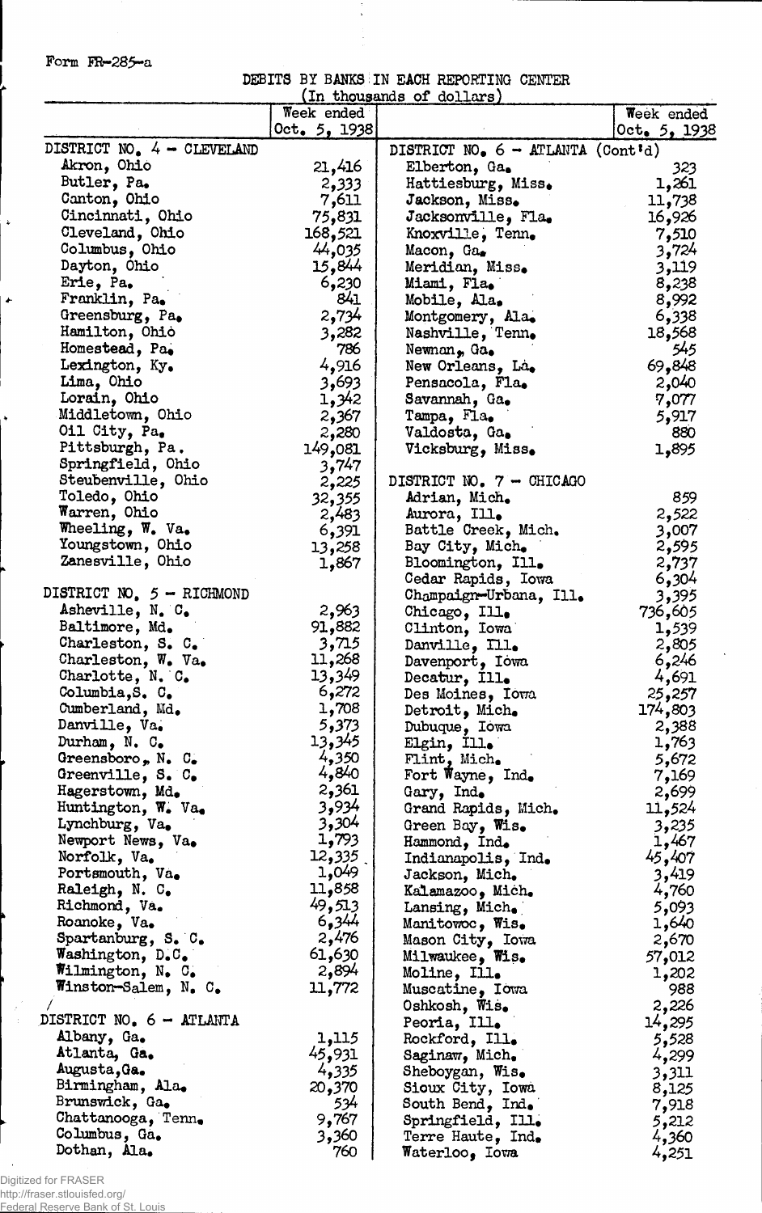Form FR-285-a

DEBITS BY BANKS IN EACH REPORTING CENTER

(In thousands of dollars)

| | Week ended Oct. 5, 1938 | | Week ended Oct. 5, 1938 |
|---|---|---|---|
| DISTRICT NO. 4 - CLEVELAND | | DISTRICT NO. 6 - ATLANTA (Cont'd) | |
| Akron, Ohio | 21,416 | Elberton, Ga. | 323 |
| Butler, Pa. | 2,333 | Hattiesburg, Miss. | 1,261 |
| Canton, Ohio | 7,611 | Jackson, Miss. | 11,738 |
| Cincinnati, Ohio | 75,831 | Jacksonville, Fla. | 16,926 |
| Cleveland, Ohio | 168,521 | Knoxville, Tenn. | 7,510 |
| Columbus, Ohio | 44,035 | Macon, Ga. | 3,724 |
| Dayton, Ohio | 15,844 | Meridian, Miss. | 3,119 |
| Erie, Pa. | 6,230 | Miami, Fla. | 8,238 |
| Franklin, Pa. | 841 | Mobile, Ala. | 8,992 |
| Greensburg, Pa. | 2,734 | Montgomery, Ala. | 6,338 |
| Hamilton, Ohio | 3,282 | Nashville, Tenn. | 18,568 |
| Homestead, Pa. | 786 | Newnan, Ga. | 545 |
| Lexington, Ky. | 4,916 | New Orleans, La. | 69,848 |
| Lima, Ohio | 3,693 | Pensacola, Fla. | 2,040 |
| Lorain, Ohio | 1,342 | Savannah, Ga. | 7,077 |
| Middletown, Ohio | 2,367 | Tampa, Fla. | 5,917 |
| Oil City, Pa. | 2,280 | Valdosta, Ga. | 880 |
| Pittsburgh, Pa. | 149,081 | Vicksburg, Miss. | 1,895 |
| Springfield, Ohio | 3,747 | | |
| Steubenville, Ohio | 2,225 | DISTRICT NO. 7 - CHICAGO | |
| Toledo, Ohio | 32,355 | Adrian, Mich. | 859 |
| Warren, Ohio | 2,483 | Aurora, Ill. | 2,522 |
| Wheeling, W. Va. | 6,391 | Battle Creek, Mich. | 3,007 |
| Youngstown, Ohio | 13,258 | Bay City, Mich. | 2,595 |
| Zanesville, Ohio | 1,867 | Bloomington, Ill. | 2,737 |
| | | Cedar Rapids, Iowa | 6,304 |
| DISTRICT NO. 5 - RICHMOND | | Champaign-Urbana, Ill. | 3,395 |
| Asheville, N. C. | 2,963 | Chicago, Ill. | 736,605 |
| Baltimore, Md. | 91,882 | Clinton, Iowa | 1,539 |
| Charleston, S. C. | 3,715 | Danville, Ill. | 2,805 |
| Charleston, W. Va. | 11,268 | Davenport, Iowa | 6,246 |
| Charlotte, N. C. | 13,349 | Decatur, Ill. | 4,691 |
| Columbia, S. C. | 6,272 | Des Moines, Iowa | 25,257 |
| Cumberland, Md. | 1,708 | Detroit, Mich. | 174,803 |
| Danville, Va. | 5,373 | Dubuque, Iowa | 2,388 |
| Durham, N. C. | 13,345 | Elgin, Ill. | 1,763 |
| Greensboro, N. C. | 4,350 | Flint, Mich. | 5,672 |
| Greenville, S. C. | 4,840 | Fort Wayne, Ind. | 7,169 |
| Hagerstown, Md. | 2,361 | Gary, Ind. | 2,699 |
| Huntington, W. Va. | 3,934 | Grand Rapids, Mich. | 11,524 |
| Lynchburg, Va. | 3,304 | Green Bay, Wis. | 3,235 |
| Newport News, Va. | 1,793 | Hammond, Ind. | 1,467 |
| Norfolk, Va. | 12,335 | Indianapolis, Ind. | 45,407 |
| Portsmouth, Va. | 1,049 | Jackson, Mich. | 3,419 |
| Raleigh, N. C. | 11,858 | Kalamazoo, Mich. | 4,760 |
| Richmond, Va. | 49,513 | Lansing, Mich. | 5,093 |
| Roanoke, Va. | 6,344 | Manitowoc, Wis. | 1,640 |
| Spartanburg, S. C. | 2,476 | Mason City, Iowa | 2,670 |
| Washington, D.C. | 61,630 | Milwaukee, Wis. | 57,012 |
| Wilmington, N. C. | 2,894 | Moline, Ill. | 1,202 |
| Winston-Salem, N. C. | 11,772 | Muscatine, Iowa | 988 |
| | | Oshkosh, Wis. | 2,226 |
| DISTRICT NO. 6 - ATLANTA | | Peoria, Ill. | 14,295 |
| Albany, Ga. | 1,115 | Rockford, Ill. | 5,528 |
| Atlanta, Ga. | 45,931 | Saginaw, Mich. | 4,299 |
| Augusta, Ga. | 4,335 | Sheboygan, Wis. | 3,311 |
| Birmingham, Ala. | 20,370 | Sioux City, Iowa | 8,125 |
| Brunswick, Ga. | 534 | South Bend, Ind. | 7,918 |
| Chattanooga, Tenn. | 9,767 | Springfield, Ill. | 5,212 |
| Columbus, Ga. | 3,360 | Terre Haute, Ind. | 4,360 |
| Dothan, Ala. | 760 | Waterloo, Iowa | 4,251 |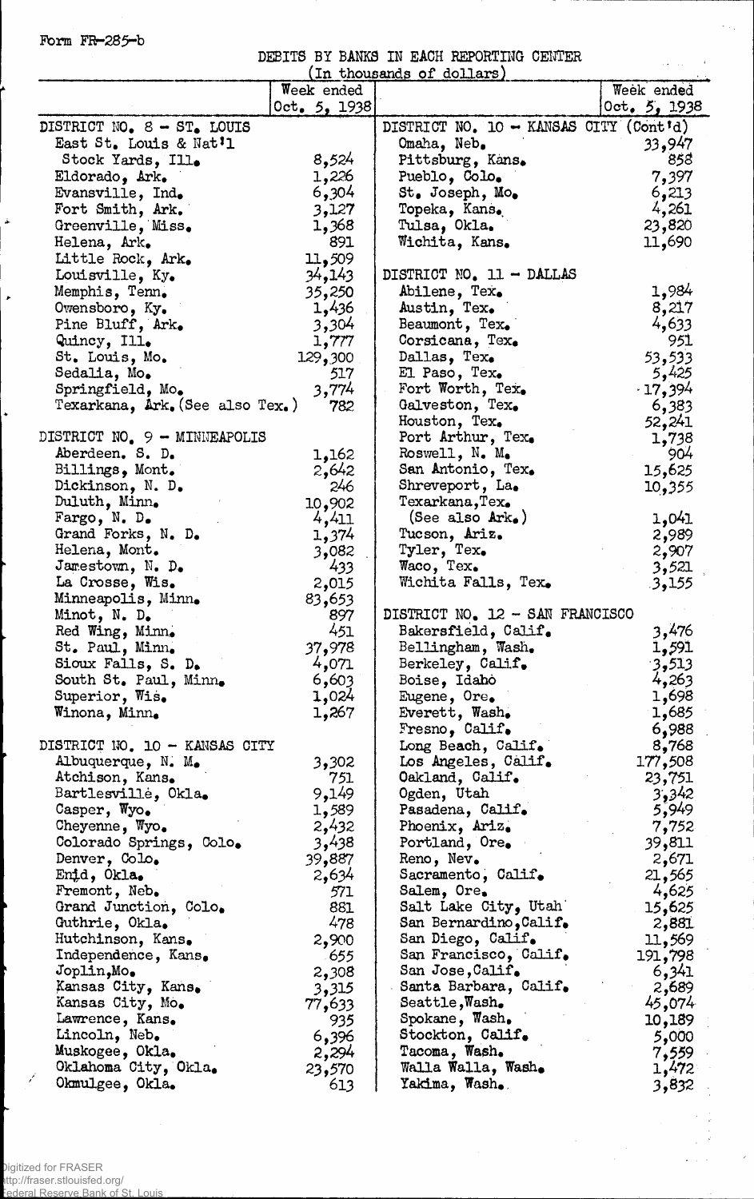Form FR-285-b

DEBITS BY BANKS IN EACH REPORTING CENTER

(In thousands of dollars)

| | Week ended Oct. 5, 1938 | | Week ended Oct. 5, 1938 |
|---|---|---|---|
| DISTRICT NO. 8 - ST. LOUIS | | DISTRICT NO. 10 - KANSAS CITY (Cont'd) | |
| East St. Louis & Nat'l Stock Yards, Ill. | 8,524 | Omaha, Neb. | 33,947 |
| Eldorado, Ark. | 1,226 | Pittsburg, Kans. | 858 |
| Evansville, Ind. | 6,304 | Pueblo, Colo. | 7,397 |
| Fort Smith, Ark. | 3,127 | St. Joseph, Mo. | 6,213 |
| Greenville, Miss. | 1,368 | Topeka, Kans. | 4,261 |
| Helena, Ark. | 891 | Tulsa, Okla. | 23,820 |
| Little Rock, Ark. | 11,509 | Wichita, Kans. | 11,690 |
| Louisville, Ky. | 34,143 | | |
| Memphis, Tenn. | 35,250 | DISTRICT NO. 11 - DALLAS | |
| Owensboro, Ky. | 1,436 | Abilene, Tex. | 1,984 |
| Pine Bluff, Ark. | 3,304 | Austin, Tex. | 8,217 |
| Quincy, Ill. | 1,777 | Beaumont, Tex. | 4,633 |
| St. Louis, Mo. | 129,300 | Corsicana, Tex. | 951 |
| Sedalia, Mo. | 517 | Dallas, Tex. | 53,533 |
| Springfield, Mo. | 3,774 | El Paso, Tex. | 5,425 |
| Texarkana, Ark. (See also Tex.) | 782 | Fort Worth, Tex. | 17,394 |
| | | Galveston, Tex. | 6,383 |
| DISTRICT NO. 9 - MINNEAPOLIS | | Houston, Tex. | 52,241 |
| Aberdeen, S. D. | 1,162 | Port Arthur, Tex. | 1,738 |
| Billings, Mont. | 2,642 | Roswell, N. M. | 904 |
| Dickinson, N. D. | 246 | San Antonio, Tex. | 15,625 |
| Duluth, Minn. | 10,902 | Shreveport, La. | 10,355 |
| Fargo, N. D. | 4,411 | Texarkana, Tex. (See also Ark.) | 1,041 |
| Grand Forks, N. D. | 1,374 | Tucson, Ariz. | 2,989 |
| Helena, Mont. | 3,082 | Tyler, Tex. | 2,907 |
| Jamestown, N. D. | 433 | Waco, Tex. | 3,521 |
| La Crosse, Wis. | 2,015 | Wichita Falls, Tex. | 3,155 |
| Minneapolis, Minn. | 83,653 | | |
| Minot, N. D. | 897 | DISTRICT NO. 12 - SAN FRANCISCO | |
| Red Wing, Minn. | 451 | Bakersfield, Calif. | 3,476 |
| St. Paul, Minn. | 37,978 | Bellingham, Wash. | 1,591 |
| Sioux Falls, S. D. | 4,071 | Berkeley, Calif. | 3,513 |
| South St. Paul, Minn. | 6,603 | Boise, Idaho | 4,263 |
| Superior, Wis. | 1,024 | Eugene, Ore. | 1,698 |
| Winona, Minn. | 1,267 | Everett, Wash. | 1,685 |
| | | Fresno, Calif. | 6,988 |
| DISTRICT NO. 10 - KANSAS CITY | | Long Beach, Calif. | 8,768 |
| Albuquerque, N. M. | 3,302 | Los Angeles, Calif. | 177,508 |
| Atchison, Kans. | 751 | Oakland, Calif. | 23,751 |
| Bartlesville, Okla. | 9,149 | Ogden, Utah | 3,342 |
| Casper, Wyo. | 1,589 | Pasadena, Calif. | 5,949 |
| Cheyenne, Wyo. | 2,432 | Phoenix, Ariz. | 7,752 |
| Colorado Springs, Colo. | 3,438 | Portland, Ore. | 39,811 |
| Denver, Colo. | 39,887 | Reno, Nev. | 2,671 |
| Enid, Okla. | 2,634 | Sacramento, Calif. | 21,565 |
| Fremont, Neb. | 571 | Salem, Ore. | 4,625 |
| Grand Junction, Colo. | 881 | Salt Lake City, Utah | 15,625 |
| Guthrie, Okla. | 478 | San Bernardino, Calif. | 2,881 |
| Hutchinson, Kans. | 2,900 | San Diego, Calif. | 11,569 |
| Independence, Kans. | 655 | San Francisco, Calif. | 191,798 |
| Joplin, Mo. | 2,308 | San Jose, Calif. | 6,341 |
| Kansas City, Kans. | 3,315 | Santa Barbara, Calif. | 2,689 |
| Kansas City, Mo. | 77,633 | Seattle, Wash. | 45,074 |
| Lawrence, Kans. | 935 | Spokane, Wash. | 10,189 |
| Lincoln, Neb. | 6,396 | Stockton, Calif. | 5,000 |
| Muskogee, Okla. | 2,294 | Tacoma, Wash. | 7,559 |
| Oklahoma City, Okla. | 23,570 | Walla Walla, Wash. | 1,472 |
| Okmulgee, Okla. | 613 | Yakima, Wash. | 3,832 |